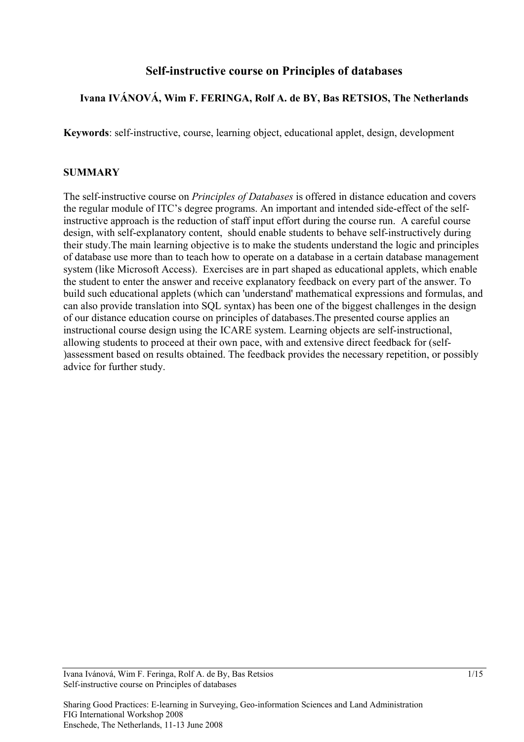# Self-instructive course on Principles of databases

**Ivana IVÁNOVÁ, Wim F. FERINGA, Rolf A. de BY, Bas RETSIOS, The Netherlands**

**Keywords**: self-instructive, course, learning object, educational applet, design, development

## SUMMARY

The self-instructive course on *Principles of Databases* is offered in distance education and covers the regular module of ITC's degree programs. An important and intended side-effect of the self-instructive approach is the reduction of staff input effort during the course run. A careful course design, with self-explanatory content, should enable students to behave self-instructively during their study.The main learning objective is to make the students understand the logic and principles of database use more than to teach how to operate on a database in a certain database management system (like Microsoft Access). Exercises are in part shaped as educational applets, which enable the student to enter the answer and receive explanatory feedback on every part of the answer. To build such educational applets (which can 'understand' mathematical expressions and formulas, and can also provide translation into SQL syntax) has been one of the biggest challenges in the design of our distance education course on principles of databases.The presented course applies an instructional course design using the ICARE system. Learning objects are self-instructional, allowing students to proceed at their own pace, with and extensive direct feedback for (self-)assessment based on results obtained. The feedback provides the necessary repetition, or possibly advice for further study.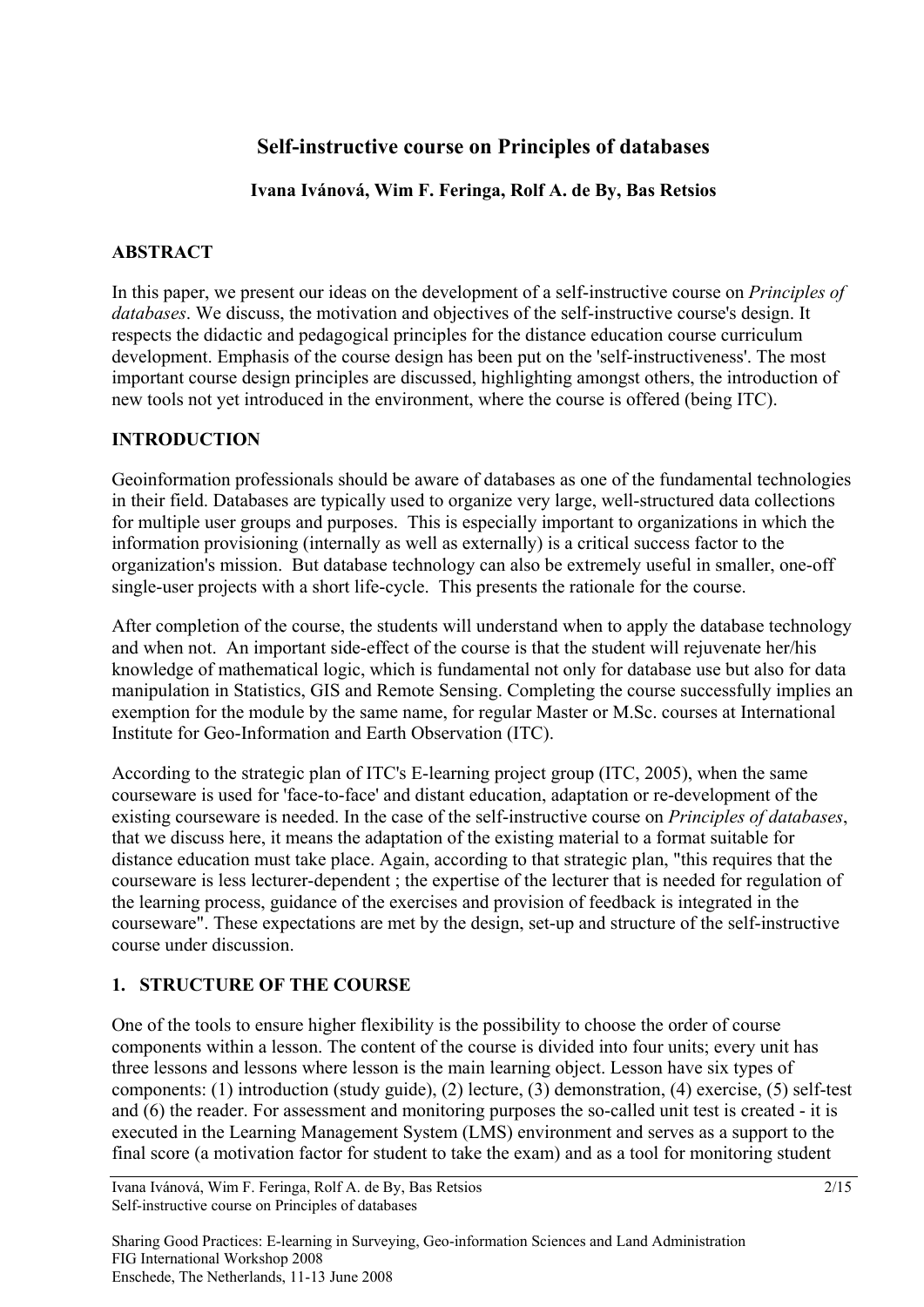## Self-instructive course on Principles of databases

**Ivana Ivánová, Wim F. Feringa, Rolf A. de By, Bas Retsios**

### ABSTRACT

In this paper, we present our ideas on the development of a self-instructive course on *Principles of databases*. We discuss, the motivation and objectives of the self-instructive course's design. It respects the didactic and pedagogical principles for the distance education course curriculum development. Emphasis of the course design has been put on the 'self-instructiveness'. The most important course design principles are discussed, highlighting amongst others, the introduction of new tools not yet introduced in the environment, where the course is offered (being ITC).

### INTRODUCTION

Geoinformation professionals should be aware of databases as one of the fundamental technologies in their field. Databases are typically used to organize very large, well-structured data collections for multiple user groups and purposes. This is especially important to organizations in which the information provisioning (internally as well as externally) is a critical success factor to the organization's mission. But database technology can also be extremely useful in smaller, one-off single-user projects with a short life-cycle. This presents the rationale for the course.

After completion of the course, the students will understand when to apply the database technology and when not. An important side-effect of the course is that the student will rejuvenate her/his knowledge of mathematical logic, which is fundamental not only for database use but also for data manipulation in Statistics, GIS and Remote Sensing. Completing the course successfully implies an exemption for the module by the same name, for regular Master or M.Sc. courses at International Institute for Geo-Information and Earth Observation (ITC).

According to the strategic plan of ITC's E-learning project group (ITC, 2005), when the same courseware is used for 'face-to-face' and distant education, adaptation or re-development of the existing courseware is needed. In the case of the self-instructive course on *Principles of databases*, that we discuss here, it means the adaptation of the existing material to a format suitable for distance education must take place. Again, according to that strategic plan, "this requires that the courseware is less lecturer-dependent ; the expertise of the lecturer that is needed for regulation of the learning process, guidance of the exercises and provision of feedback is integrated in the courseware". These expectations are met by the design, set-up and structure of the self-instructive course under discussion.

### 1. STRUCTURE OF THE COURSE

One of the tools to ensure higher flexibility is the possibility to choose the order of course components within a lesson. The content of the course is divided into four units; every unit has three lessons and lessons where lesson is the main learning object. Lesson have six types of components: (1) introduction (study guide), (2) lecture, (3) demonstration, (4) exercise, (5) self-test and (6) the reader. For assessment and monitoring purposes the so-called unit test is created - it is executed in the Learning Management System (LMS) environment and serves as a support to the final score (a motivation factor for student to take the exam) and as a tool for monitoring student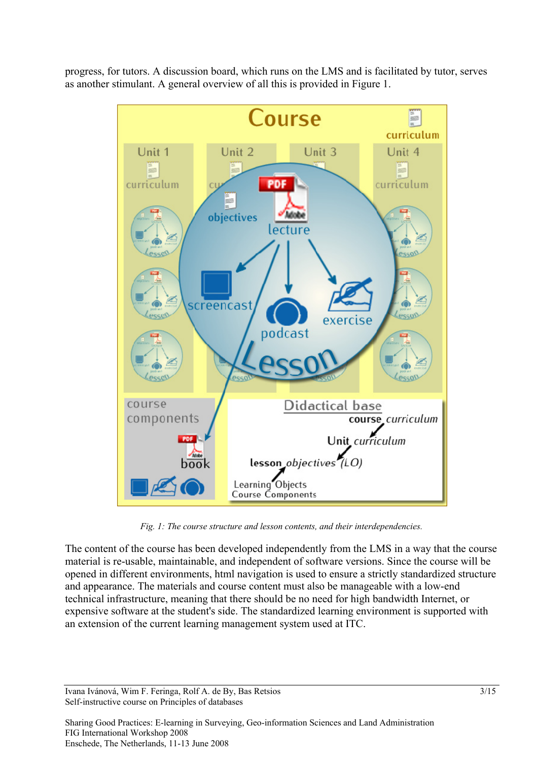progress, for tutors. A discussion board, which runs on the LMS and is facilitated by tutor, serves as another stimulant. A general overview of all this is provided in Figure 1.

*Fig. 1: The course structure and lesson contents, and their interdependencies.*

The content of the course has been developed independently from the LMS in a way that the course material is re-usable, maintainable, and independent of software versions. Since the course will be opened in different environments, html navigation is used to ensure a strictly standardized structure and appearance. The materials and course content must also be manageable with a low-end technical infrastructure, meaning that there should be no need for high bandwidth Internet, or expensive software at the student's side. The standardized learning environment is supported with an extension of the current learning management system used at ITC.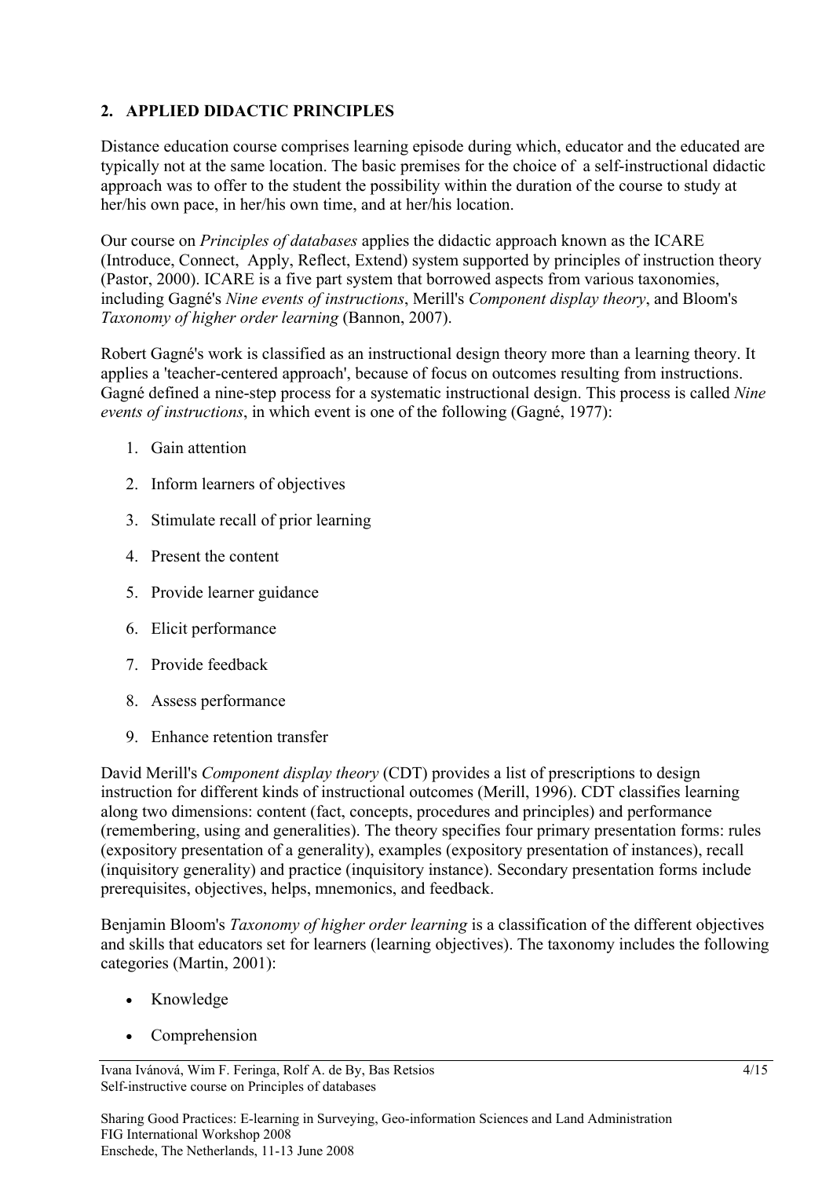## 2. APPLIED DIDACTIC PRINCIPLES

Distance education course comprises learning episode during which, educator and the educated are typically not at the same location. The basic premises for the choice of a self-instructional didactic approach was to offer to the student the possibility within the duration of the course to study at her/his own pace, in her/his own time, and at her/his location.

Our course on *Principles of databases* applies the didactic approach known as the ICARE (Introduce, Connect, Apply, Reflect, Extend) system supported by principles of instruction theory (Pastor, 2000). ICARE is a five part system that borrowed aspects from various taxonomies, including Gagné's *Nine events of instructions*, Merill's *Component display theory*, and Bloom's *Taxonomy of higher order learning* (Bannon, 2007).

Robert Gagné's work is classified as an instructional design theory more than a learning theory. It applies a 'teacher-centered approach', because of focus on outcomes resulting from instructions. Gagné defined a nine-step process for a systematic instructional design. This process is called *Nine events of instructions*, in which event is one of the following (Gagné, 1977):

1. Gain attention
2. Inform learners of objectives
3. Stimulate recall of prior learning
4. Present the content
5. Provide learner guidance
6. Elicit performance
7. Provide feedback
8. Assess performance
9. Enhance retention transfer

David Merill's *Component display theory* (CDT) provides a list of prescriptions to design instruction for different kinds of instructional outcomes (Merill, 1996). CDT classifies learning along two dimensions: content (fact, concepts, procedures and principles) and performance (remembering, using and generalities). The theory specifies four primary presentation forms: rules (expository presentation of a generality), examples (expository presentation of instances), recall (inquisitory generality) and practice (inquisitory instance). Secondary presentation forms include prerequisites, objectives, helps, mnemonics, and feedback.

Benjamin Bloom's *Taxonomy of higher order learning* is a classification of the different objectives and skills that educators set for learners (learning objectives). The taxonomy includes the following categories (Martin, 2001):

- Knowledge
- Comprehension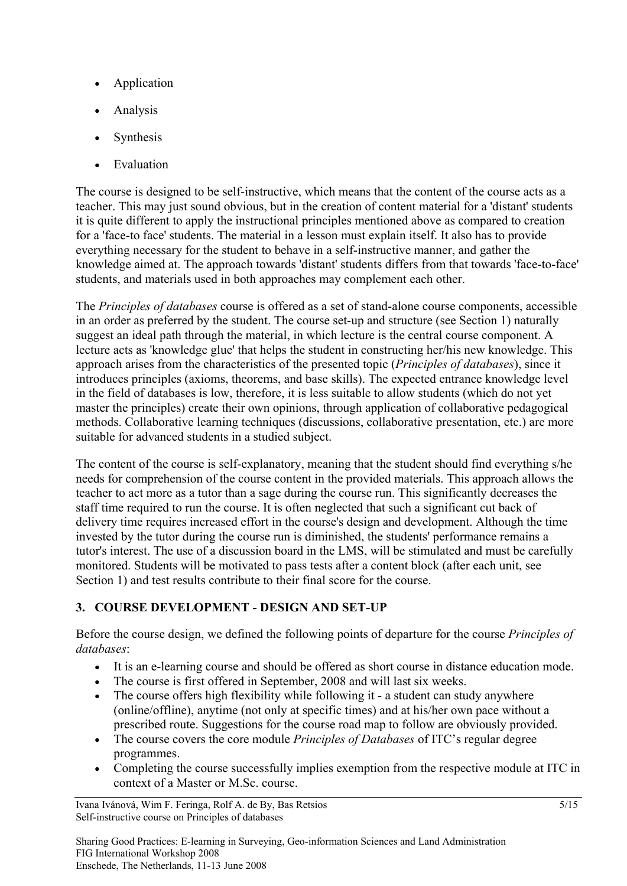- Application
- Analysis
- Synthesis
- Evaluation

The course is designed to be self-instructive, which means that the content of the course acts as a teacher. This may just sound obvious, but in the creation of content material for a 'distant' students it is quite different to apply the instructional principles mentioned above as compared to creation for a 'face-to face' students. The material in a lesson must explain itself. It also has to provide everything necessary for the student to behave in a self-instructive manner, and gather the knowledge aimed at. The approach towards 'distant' students differs from that towards 'face-to-face' students, and materials used in both approaches may complement each other.

The *Principles of databases* course is offered as a set of stand-alone course components, accessible in an order as preferred by the student. The course set-up and structure (see Section 1) naturally suggest an ideal path through the material, in which lecture is the central course component. A lecture acts as 'knowledge glue' that helps the student in constructing her/his new knowledge. This approach arises from the characteristics of the presented topic (*Principles of databases*), since it introduces principles (axioms, theorems, and base skills). The expected entrance knowledge level in the field of databases is low, therefore, it is less suitable to allow students (which do not yet master the principles) create their own opinions, through application of collaborative pedagogical methods. Collaborative learning techniques (discussions, collaborative presentation, etc.) are more suitable for advanced students in a studied subject.

The content of the course is self-explanatory, meaning that the student should find everything s/he needs for comprehension of the course content in the provided materials. This approach allows the teacher to act more as a tutor than a sage during the course run. This significantly decreases the staff time required to run the course. It is often neglected that such a significant cut back of delivery time requires increased effort in the course's design and development. Although the time invested by the tutor during the course run is diminished, the students' performance remains a tutor's interest. The use of a discussion board in the LMS, will be stimulated and must be carefully monitored. Students will be motivated to pass tests after a content block (after each unit, see Section 1) and test results contribute to their final score for the course.

## 3. COURSE DEVELOPMENT - DESIGN AND SET-UP

Before the course design, we defined the following points of departure for the course *Principles of databases*:

- It is an e-learning course and should be offered as short course in distance education mode.
- The course is first offered in September, 2008 and will last six weeks.
- The course offers high flexibility while following it - a student can study anywhere (online/offline), anytime (not only at specific times) and at his/her own pace without a prescribed route. Suggestions for the course road map to follow are obviously provided.
- The course covers the core module *Principles of Databases* of ITC's regular degree programmes.
- Completing the course successfully implies exemption from the respective module at ITC in context of a Master or M.Sc. course.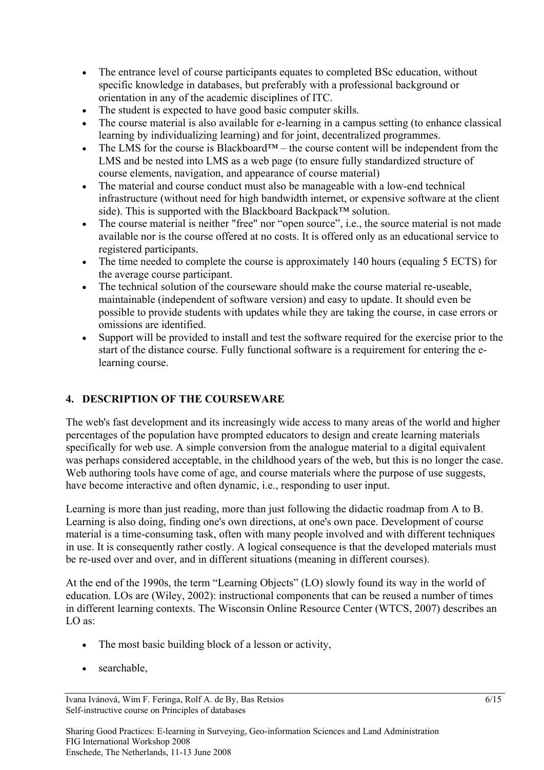- The entrance level of course participants equates to completed BSc education, without specific knowledge in databases, but preferably with a professional background or orientation in any of the academic disciplines of ITC.
- The student is expected to have good basic computer skills.
- The course material is also available for e-learning in a campus setting (to enhance classical learning by individualizing learning) and for joint, decentralized programmes.
- The LMS for the course is Blackboard™ – the course content will be independent from the LMS and be nested into LMS as a web page (to ensure fully standardized structure of course elements, navigation, and appearance of course material)
- The material and course conduct must also be manageable with a low-end technical infrastructure (without need for high bandwidth internet, or expensive software at the client side). This is supported with the Blackboard Backpack™ solution.
- The course material is neither "free" nor “open source”, i.e., the source material is not made available nor is the course offered at no costs. It is offered only as an educational service to registered participants.
- The time needed to complete the course is approximately 140 hours (equaling 5 ECTS) for the average course participant.
- The technical solution of the courseware should make the course material re-useable, maintainable (independent of software version) and easy to update. It should even be possible to provide students with updates while they are taking the course, in case errors or omissions are identified.
- Support will be provided to install and test the software required for the exercise prior to the start of the distance course. Fully functional software is a requirement for entering the e-learning course.

## 4. DESCRIPTION OF THE COURSEWARE

The web's fast development and its increasingly wide access to many areas of the world and higher percentages of the population have prompted educators to design and create learning materials specifically for web use. A simple conversion from the analogue material to a digital equivalent was perhaps considered acceptable, in the childhood years of the web, but this is no longer the case. Web authoring tools have come of age, and course materials where the purpose of use suggests, have become interactive and often dynamic, i.e., responding to user input.

Learning is more than just reading, more than just following the didactic roadmap from A to B. Learning is also doing, finding one's own directions, at one's own pace. Development of course material is a time-consuming task, often with many people involved and with different techniques in use. It is consequently rather costly. A logical consequence is that the developed materials must be re-used over and over, and in different situations (meaning in different courses).

At the end of the 1990s, the term “Learning Objects” (LO) slowly found its way in the world of education. LOs are (Wiley, 2002): instructional components that can be reused a number of times in different learning contexts. The Wisconsin Online Resource Center (WTCS, 2007) describes an LO as:

- The most basic building block of a lesson or activity,
- searchable,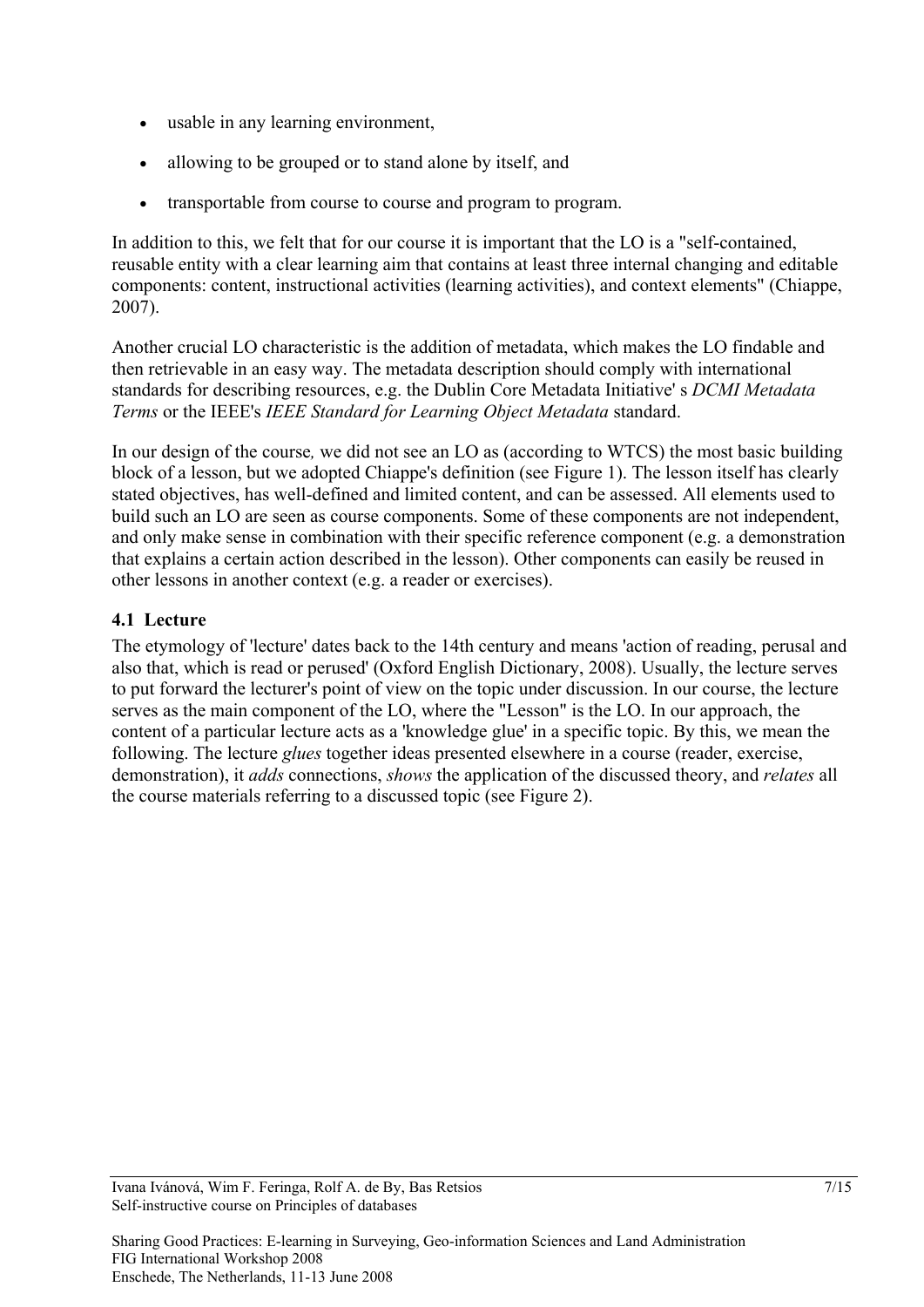- usable in any learning environment,
- allowing to be grouped or to stand alone by itself, and
- transportable from course to course and program to program.

In addition to this, we felt that for our course it is important that the LO is a "self-contained, reusable entity with a clear learning aim that contains at least three internal changing and editable components: content, instructional activities (learning activities), and context elements" (Chiappe, 2007).

Another crucial LO characteristic is the addition of metadata, which makes the LO findable and then retrievable in an easy way. The metadata description should comply with international standards for describing resources, e.g. the Dublin Core Metadata Initiative' s *DCMI Metadata Terms* or the IEEE's *IEEE Standard for Learning Object Metadata* standard.

In our design of the course*,* we did not see an LO as (according to WTCS) the most basic building block of a lesson, but we adopted Chiappe's definition (see Figure 1). The lesson itself has clearly stated objectives, has well-defined and limited content, and can be assessed. All elements used to build such an LO are seen as course components. Some of these components are not independent, and only make sense in combination with their specific reference component (e.g. a demonstration that explains a certain action described in the lesson). Other components can easily be reused in other lessons in another context (e.g. a reader or exercises).

### 4.1 Lecture

The etymology of 'lecture' dates back to the 14th century and means 'action of reading, perusal and also that, which is read or perused' (Oxford English Dictionary, 2008). Usually, the lecture serves to put forward the lecturer's point of view on the topic under discussion. In our course, the lecture serves as the main component of the LO, where the "Lesson" is the LO. In our approach, the content of a particular lecture acts as a 'knowledge glue' in a specific topic. By this, we mean the following. The lecture *glues* together ideas presented elsewhere in a course (reader, exercise, demonstration), it *adds* connections, *shows* the application of the discussed theory, and *relates* all the course materials referring to a discussed topic (see Figure 2).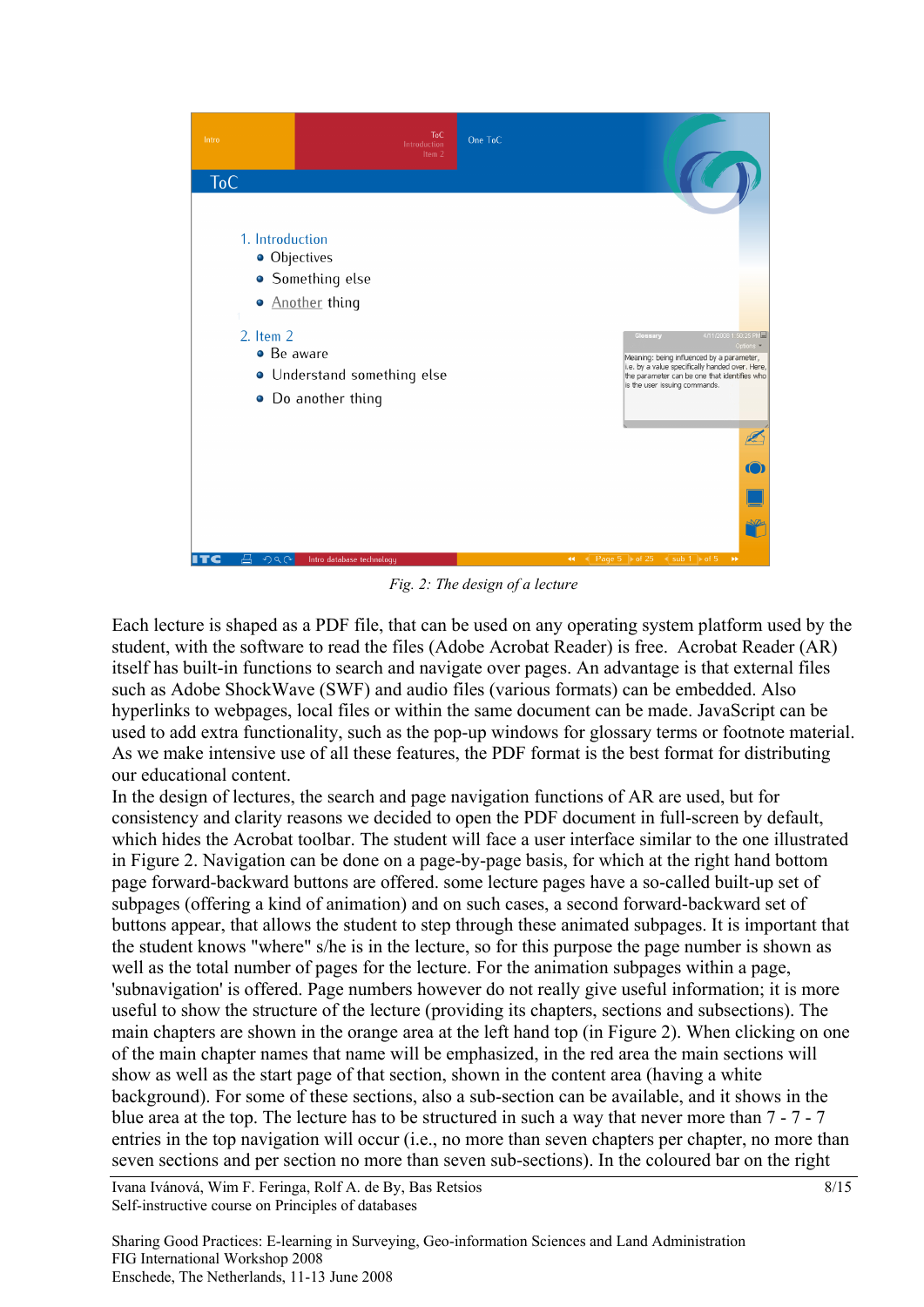*Fig. 2: The design of a lecture*

Each lecture is shaped as a PDF file, that can be used on any operating system platform used by the student, with the software to read the files (Adobe Acrobat Reader) is free. Acrobat Reader (AR) itself has built-in functions to search and navigate over pages. An advantage is that external files such as Adobe ShockWave (SWF) and audio files (various formats) can be embedded. Also hyperlinks to webpages, local files or within the same document can be made. JavaScript can be used to add extra functionality, such as the pop-up windows for glossary terms or footnote material. As we make intensive use of all these features, the PDF format is the best format for distributing our educational content.

In the design of lectures, the search and page navigation functions of AR are used, but for consistency and clarity reasons we decided to open the PDF document in full-screen by default, which hides the Acrobat toolbar. The student will face a user interface similar to the one illustrated in Figure 2. Navigation can be done on a page-by-page basis, for which at the right hand bottom page forward-backward buttons are offered. some lecture pages have a so-called built-up set of subpages (offering a kind of animation) and on such cases, a second forward-backward set of buttons appear, that allows the student to step through these animated subpages. It is important that the student knows "where" s/he is in the lecture, so for this purpose the page number is shown as well as the total number of pages for the lecture. For the animation subpages within a page, 'subnavigation' is offered. Page numbers however do not really give useful information; it is more useful to show the structure of the lecture (providing its chapters, sections and subsections). The main chapters are shown in the orange area at the left hand top (in Figure 2). When clicking on one of the main chapter names that name will be emphasized, in the red area the main sections will show as well as the start page of that section, shown in the content area (having a white background). For some of these sections, also a sub-section can be available, and it shows in the blue area at the top. The lecture has to be structured in such a way that never more than 7 - 7 - 7 entries in the top navigation will occur (i.e., no more than seven chapters per chapter, no more than seven sections and per section no more than seven sub-sections). In the coloured bar on the right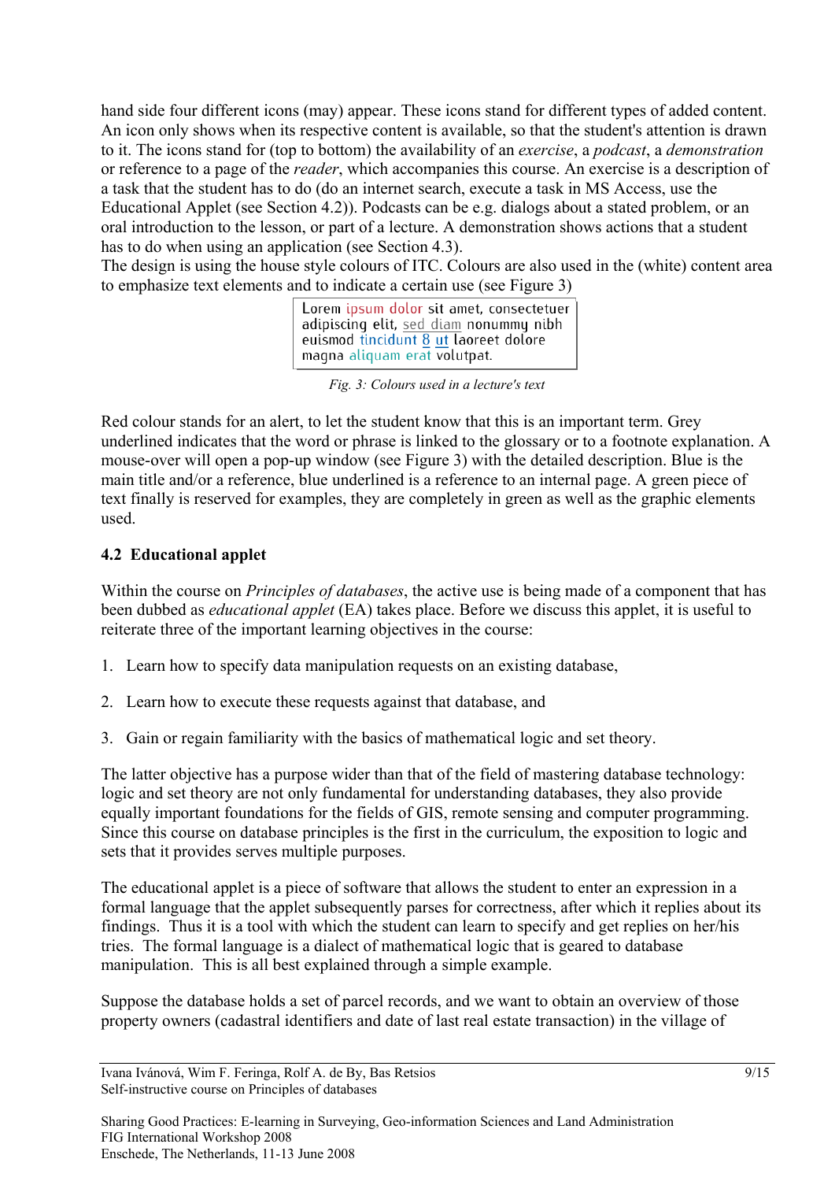hand side four different icons (may) appear. These icons stand for different types of added content. An icon only shows when its respective content is available, so that the student's attention is drawn to it. The icons stand for (top to bottom) the availability of an *exercise*, a *podcast*, a *demonstration* or reference to a page of the *reader*, which accompanies this course. An exercise is a description of a task that the student has to do (do an internet search, execute a task in MS Access, use the Educational Applet (see Section 4.2)). Podcasts can be e.g. dialogs about a stated problem, or an oral introduction to the lesson, or part of a lecture. A demonstration shows actions that a student has to do when using an application (see Section 4.3).
The design is using the house style colours of ITC. Colours are also used in the (white) content area to emphasize text elements and to indicate a certain use (see Figure 3)

Lorem ipsum dolor sit amet, consectetuer adipiscing elit, sed diam nonummy nibh euismod tincidunt 8 ut laoreet dolore magna aliquam erat volutpat.

*Fig. 3: Colours used in a lecture's text*

Red colour stands for an alert, to let the student know that this is an important term. Grey underlined indicates that the word or phrase is linked to the glossary or to a footnote explanation. A mouse-over will open a pop-up window (see Figure 3) with the detailed description. Blue is the main title and/or a reference, blue underlined is a reference to an internal page. A green piece of text finally is reserved for examples, they are completely in green as well as the graphic elements used.

### 4.2 Educational applet

Within the course on *Principles of databases*, the active use is being made of a component that has been dubbed as *educational applet* (EA) takes place. Before we discuss this applet, it is useful to reiterate three of the important learning objectives in the course:

1. Learn how to specify data manipulation requests on an existing database,
2. Learn how to execute these requests against that database, and
3. Gain or regain familiarity with the basics of mathematical logic and set theory.

The latter objective has a purpose wider than that of the field of mastering database technology: logic and set theory are not only fundamental for understanding databases, they also provide equally important foundations for the fields of GIS, remote sensing and computer programming. Since this course on database principles is the first in the curriculum, the exposition to logic and sets that it provides serves multiple purposes.

The educational applet is a piece of software that allows the student to enter an expression in a formal language that the applet subsequently parses for correctness, after which it replies about its findings. Thus it is a tool with which the student can learn to specify and get replies on her/his tries. The formal language is a dialect of mathematical logic that is geared to database manipulation. This is all best explained through a simple example.

Suppose the database holds a set of parcel records, and we want to obtain an overview of those property owners (cadastral identifiers and date of last real estate transaction) in the village of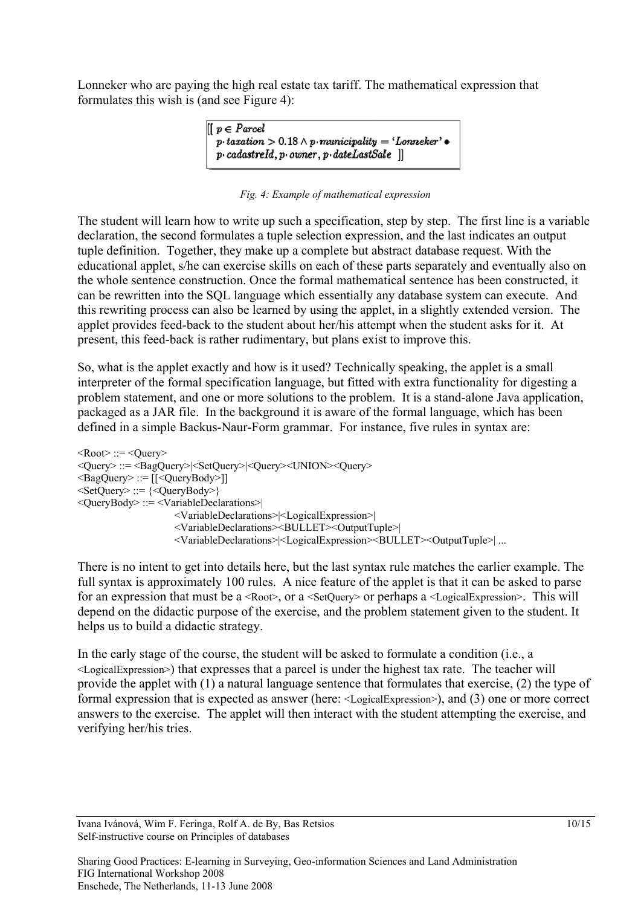Lonneker who are paying the high real estate tax tariff. The mathematical expression that formulates this wish is (and see Figure 4):

$$
\begin{aligned}
&[\![\; p \in \mathit{Parcel} \\
&\quad p \cdot \mathit{taxation} > 0.18 \wedge p \cdot \mathit{municipality} = \text{‘}\mathit{Lonneker}\text{’} \bullet \\
&\quad p \cdot \mathit{cadastreId}, p \cdot \mathit{owner}, p \cdot \mathit{dateLastSale} \;]\!]
\end{aligned}
$$

*Fig. 4: Example of mathematical expression*

The student will learn how to write up such a specification, step by step. The first line is a variable declaration, the second formulates a tuple selection expression, and the last indicates an output tuple definition. Together, they make up a complete but abstract database request. With the educational applet, s/he can exercise skills on each of these parts separately and eventually also on the whole sentence construction. Once the formal mathematical sentence has been constructed, it can be rewritten into the SQL language which essentially any database system can execute. And this rewriting process can also be learned by using the applet, in a slightly extended version. The applet provides feed-back to the student about her/his attempt when the student asks for it. At present, this feed-back is rather rudimentary, but plans exist to improve this.

So, what is the applet exactly and how is it used? Technically speaking, the applet is a small interpreter of the formal specification language, but fitted with extra functionality for digesting a problem statement, and one or more solutions to the problem. It is a stand-alone Java application, packaged as a JAR file. In the background it is aware of the formal language, which has been defined in a simple Backus-Naur-Form grammar. For instance, five rules in syntax are:

```
<Root> ::= <Query>
<Query> ::= <BagQuery>|<SetQuery>|<Query><UNION><Query>
<BagQuery> ::= [[<QueryBody>]]
<SetQuery> ::= {<QueryBody>}
<QueryBody> ::= <VariableDeclarations>|
                <VariableDeclarations>|<LogicalExpression>|
                <VariableDeclarations><BULLET><OutputTuple>|
                <VariableDeclarations>|<LogicalExpression><BULLET><OutputTuple>| ...
```

There is no intent to get into details here, but the last syntax rule matches the earlier example. The full syntax is approximately 100 rules. A nice feature of the applet is that it can be asked to parse for an expression that must be a <Root>, or a <SetQuery> or perhaps a <LogicalExpression>. This will depend on the didactic purpose of the exercise, and the problem statement given to the student. It helps us to build a didactic strategy.

In the early stage of the course, the student will be asked to formulate a condition (i.e., a <LogicalExpression>) that expresses that a parcel is under the highest tax rate. The teacher will provide the applet with (1) a natural language sentence that formulates that exercise, (2) the type of formal expression that is expected as answer (here: <LogicalExpression>), and (3) one or more correct answers to the exercise. The applet will then interact with the student attempting the exercise, and verifying her/his tries.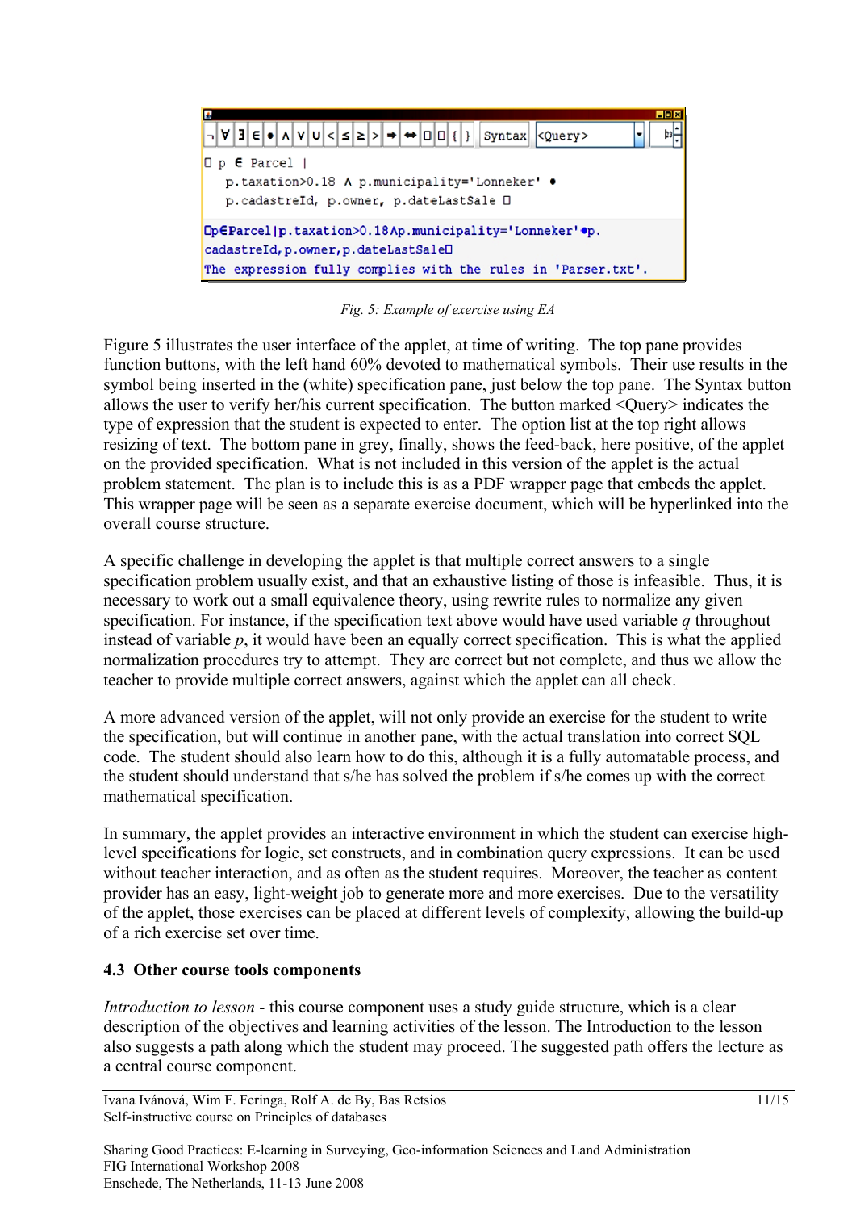Fig. 5: Example of exercise using EA

Figure 5 illustrates the user interface of the applet, at time of writing. The top pane provides function buttons, with the left hand 60% devoted to mathematical symbols. Their use results in the symbol being inserted in the (white) specification pane, just below the top pane. The Syntax button allows the user to verify her/his current specification. The button marked <Query> indicates the type of expression that the student is expected to enter. The option list at the top right allows resizing of text. The bottom pane in grey, finally, shows the feed-back, here positive, of the applet on the provided specification. What is not included in this version of the applet is the actual problem statement. The plan is to include this is as a PDF wrapper page that embeds the applet. This wrapper page will be seen as a separate exercise document, which will be hyperlinked into the overall course structure.

A specific challenge in developing the applet is that multiple correct answers to a single specification problem usually exist, and that an exhaustive listing of those is infeasible. Thus, it is necessary to work out a small equivalence theory, using rewrite rules to normalize any given specification. For instance, if the specification text above would have used variable *q* throughout instead of variable *p*, it would have been an equally correct specification. This is what the applied normalization procedures try to attempt. They are correct but not complete, and thus we allow the teacher to provide multiple correct answers, against which the applet can all check.

A more advanced version of the applet, will not only provide an exercise for the student to write the specification, but will continue in another pane, with the actual translation into correct SQL code. The student should also learn how to do this, although it is a fully automatable process, and the student should understand that s/he has solved the problem if s/he comes up with the correct mathematical specification.

In summary, the applet provides an interactive environment in which the student can exercise high-level specifications for logic, set constructs, and in combination query expressions. It can be used without teacher interaction, and as often as the student requires. Moreover, the teacher as content provider has an easy, light-weight job to generate more and more exercises. Due to the versatility of the applet, those exercises can be placed at different levels of complexity, allowing the build-up of a rich exercise set over time.

### 4.3 Other course tools components

*Introduction to lesson* - this course component uses a study guide structure, which is a clear description of the objectives and learning activities of the lesson. The Introduction to the lesson also suggests a path along which the student may proceed. The suggested path offers the lecture as a central course component.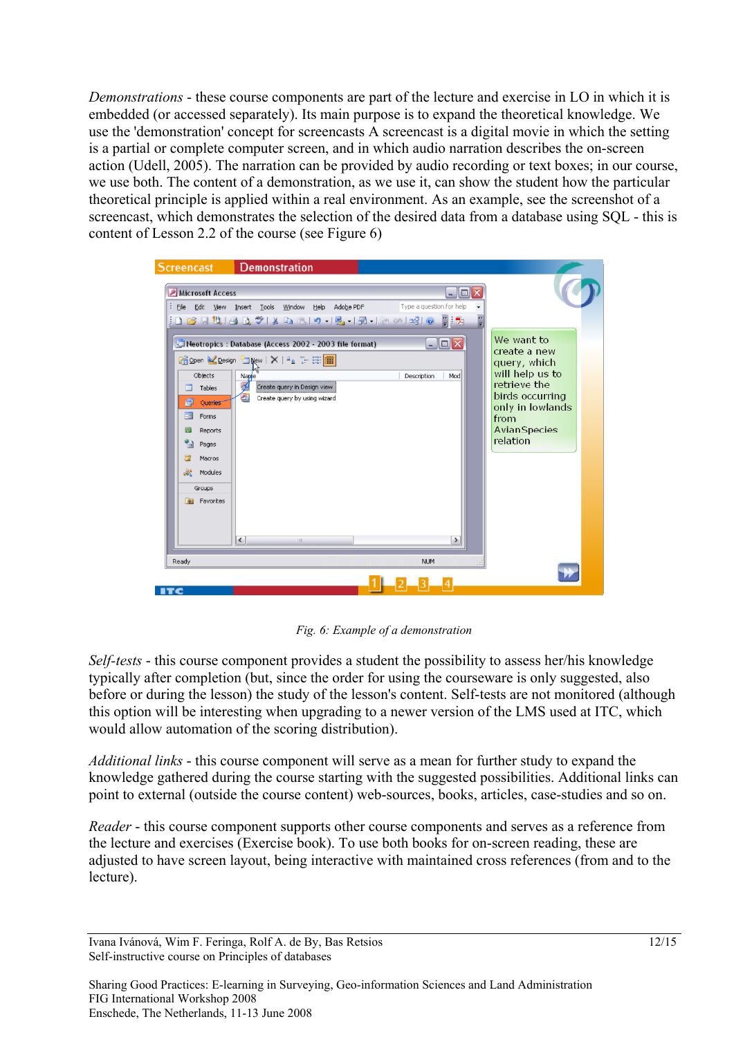*Demonstrations* - these course components are part of the lecture and exercise in LO in which it is embedded (or accessed separately). Its main purpose is to expand the theoretical knowledge. We use the 'demonstration' concept for screencasts A screencast is a digital movie in which the setting is a partial or complete computer screen, and in which audio narration describes the on-screen action (Udell, 2005). The narration can be provided by audio recording or text boxes; in our course, we use both. The content of a demonstration, as we use it, can show the student how the particular theoretical principle is applied within a real environment. As an example, see the screenshot of a screencast, which demonstrates the selection of the desired data from a database using SQL - this is content of Lesson 2.2 of the course (see Figure 6)

*Fig. 6: Example of a demonstration*

*Self-tests* - this course component provides a student the possibility to assess her/his knowledge typically after completion (but, since the order for using the courseware is only suggested, also before or during the lesson) the study of the lesson's content. Self-tests are not monitored (although this option will be interesting when upgrading to a newer version of the LMS used at ITC, which would allow automation of the scoring distribution).

*Additional links* - this course component will serve as a mean for further study to expand the knowledge gathered during the course starting with the suggested possibilities. Additional links can point to external (outside the course content) web-sources, books, articles, case-studies and so on.

*Reader* - this course component supports other course components and serves as a reference from the lecture and exercises (Exercise book). To use both books for on-screen reading, these are adjusted to have screen layout, being interactive with maintained cross references (from and to the lecture).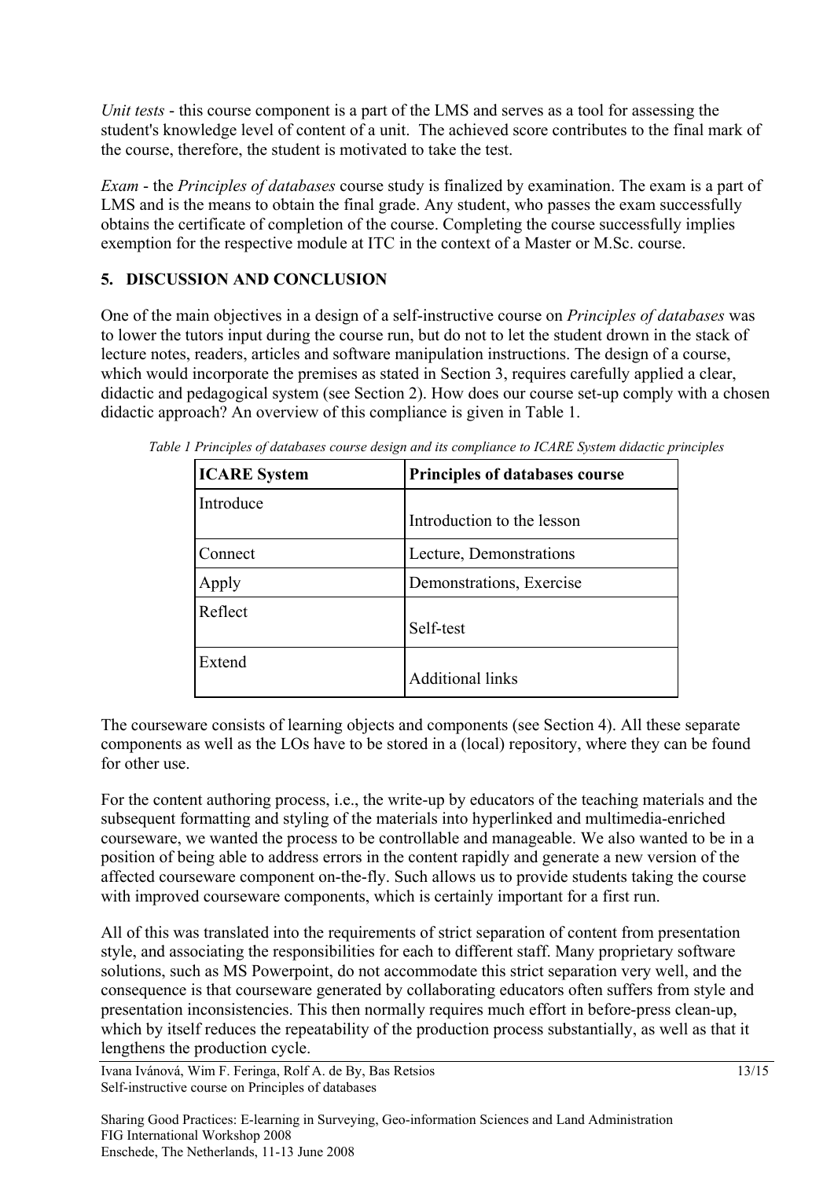*Unit tests* - this course component is a part of the LMS and serves as a tool for assessing the student's knowledge level of content of a unit. The achieved score contributes to the final mark of the course, therefore, the student is motivated to take the test.

*Exam* - the *Principles of databases* course study is finalized by examination. The exam is a part of LMS and is the means to obtain the final grade. Any student, who passes the exam successfully obtains the certificate of completion of the course. Completing the course successfully implies exemption for the respective module at ITC in the context of a Master or M.Sc. course.

## 5. DISCUSSION AND CONCLUSION

One of the main objectives in a design of a self-instructive course on *Principles of databases* was to lower the tutors input during the course run, but do not to let the student drown in the stack of lecture notes, readers, articles and software manipulation instructions. The design of a course, which would incorporate the premises as stated in Section 3, requires carefully applied a clear, didactic and pedagogical system (see Section 2). How does our course set-up comply with a chosen didactic approach? An overview of this compliance is given in Table 1.

*Table 1 Principles of databases course design and its compliance to ICARE System didactic principles*

| ICARE System | Principles of databases course |
|---|---|
| Introduce | Introduction to the lesson |
| Connect | Lecture, Demonstrations |
| Apply | Demonstrations, Exercise |
| Reflect | Self-test |
| Extend | Additional links |

The courseware consists of learning objects and components (see Section 4). All these separate components as well as the LOs have to be stored in a (local) repository, where they can be found for other use.

For the content authoring process, i.e., the write-up by educators of the teaching materials and the subsequent formatting and styling of the materials into hyperlinked and multimedia-enriched courseware, we wanted the process to be controllable and manageable. We also wanted to be in a position of being able to address errors in the content rapidly and generate a new version of the affected courseware component on-the-fly. Such allows us to provide students taking the course with improved courseware components, which is certainly important for a first run.

All of this was translated into the requirements of strict separation of content from presentation style, and associating the responsibilities for each to different staff. Many proprietary software solutions, such as MS Powerpoint, do not accommodate this strict separation very well, and the consequence is that courseware generated by collaborating educators often suffers from style and presentation inconsistencies. This then normally requires much effort in before-press clean-up, which by itself reduces the repeatability of the production process substantially, as well as that it lengthens the production cycle.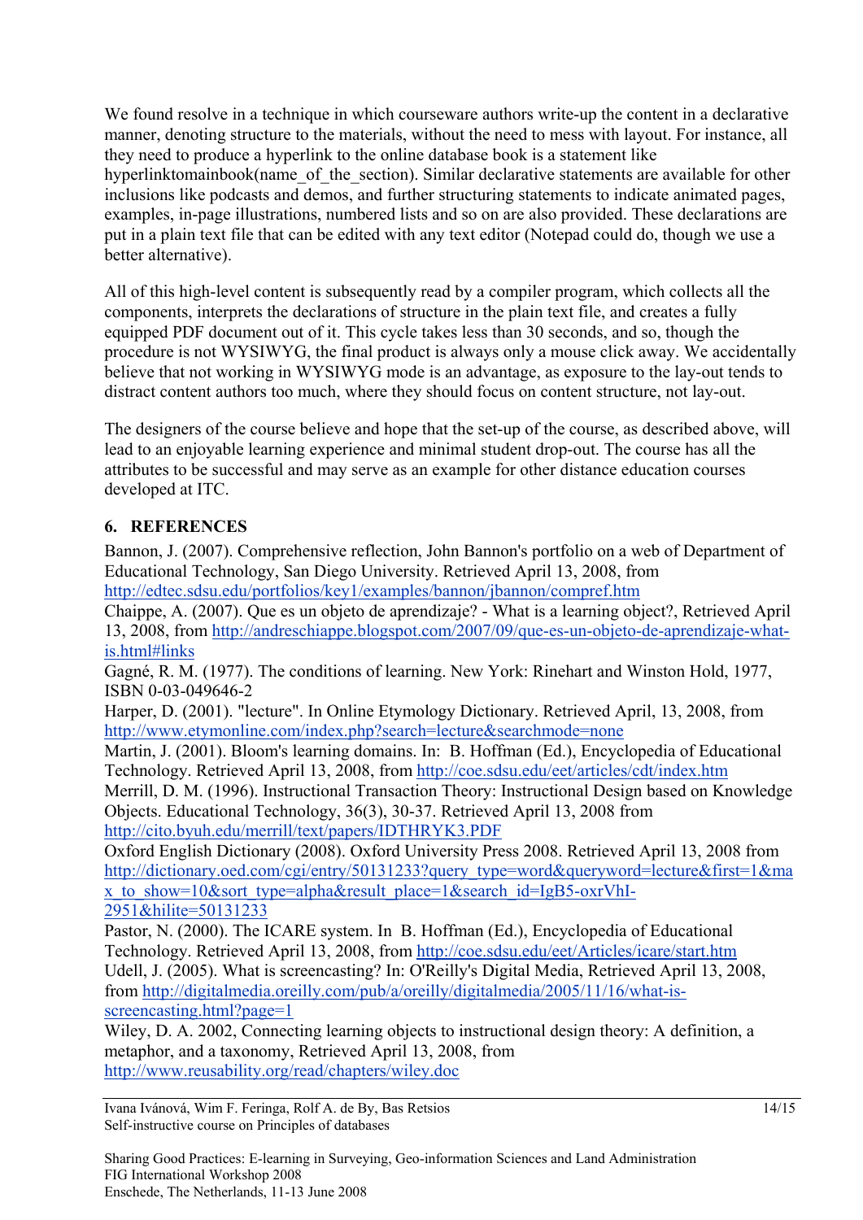We found resolve in a technique in which courseware authors write-up the content in a declarative manner, denoting structure to the materials, without the need to mess with layout. For instance, all they need to produce a hyperlink to the online database book is a statement like hyperlinktomainbook(name_of_the_section). Similar declarative statements are available for other inclusions like podcasts and demos, and further structuring statements to indicate animated pages, examples, in-page illustrations, numbered lists and so on are also provided. These declarations are put in a plain text file that can be edited with any text editor (Notepad could do, though we use a better alternative).

All of this high-level content is subsequently read by a compiler program, which collects all the components, interprets the declarations of structure in the plain text file, and creates a fully equipped PDF document out of it. This cycle takes less than 30 seconds, and so, though the procedure is not WYSIWYG, the final product is always only a mouse click away. We accidentally believe that not working in WYSIWYG mode is an advantage, as exposure to the lay-out tends to distract content authors too much, where they should focus on content structure, not lay-out.

The designers of the course believe and hope that the set-up of the course, as described above, will lead to an enjoyable learning experience and minimal student drop-out. The course has all the attributes to be successful and may serve as an example for other distance education courses developed at ITC.

## 6. REFERENCES

Bannon, J. (2007). Comprehensive reflection, John Bannon's portfolio on a web of Department of Educational Technology, San Diego University. Retrieved April 13, 2008, from http://edtec.sdsu.edu/portfolios/key1/examples/bannon/jbannon/compref.htm

Chaippe, A. (2007). Que es un objeto de aprendizaje? - What is a learning object?, Retrieved April 13, 2008, from http://andreschiappe.blogspot.com/2007/09/que-es-un-objeto-de-aprendizaje-what-is.html#links

Gagné, R. M. (1977). The conditions of learning. New York: Rinehart and Winston Hold, 1977, ISBN 0-03-049646-2

Harper, D. (2001). "lecture". In Online Etymology Dictionary. Retrieved April, 13, 2008, from http://www.etymonline.com/index.php?search=lecture&searchmode=none

Martin, J. (2001). Bloom's learning domains. In: B. Hoffman (Ed.), Encyclopedia of Educational Technology. Retrieved April 13, 2008, from http://coe.sdsu.edu/eet/articles/cdt/index.htm

Merrill, D. M. (1996). Instructional Transaction Theory: Instructional Design based on Knowledge Objects. Educational Technology, 36(3), 30-37. Retrieved April 13, 2008 from http://cito.byuh.edu/merrill/text/papers/IDTHRYK3.PDF

Oxford English Dictionary (2008). Oxford University Press 2008. Retrieved April 13, 2008 from http://dictionary.oed.com/cgi/entry/50131233?query_type=word&queryword=lecture&first=1&max_to_show=10&sort_type=alpha&result_place=1&search_id=IgB5-oxrVhI-2951&hilite=50131233

Pastor, N. (2000). The ICARE system. In B. Hoffman (Ed.), Encyclopedia of Educational Technology. Retrieved April 13, 2008, from http://coe.sdsu.edu/eet/Articles/icare/start.htm

Udell, J. (2005). What is screencasting? In: O'Reilly's Digital Media, Retrieved April 13, 2008, from http://digitalmedia.oreilly.com/pub/a/oreilly/digitalmedia/2005/11/16/what-is-screencasting.html?page=1

Wiley, D. A. 2002, Connecting learning objects to instructional design theory: A definition, a metaphor, and a taxonomy, Retrieved April 13, 2008, from http://www.reusability.org/read/chapters/wiley.doc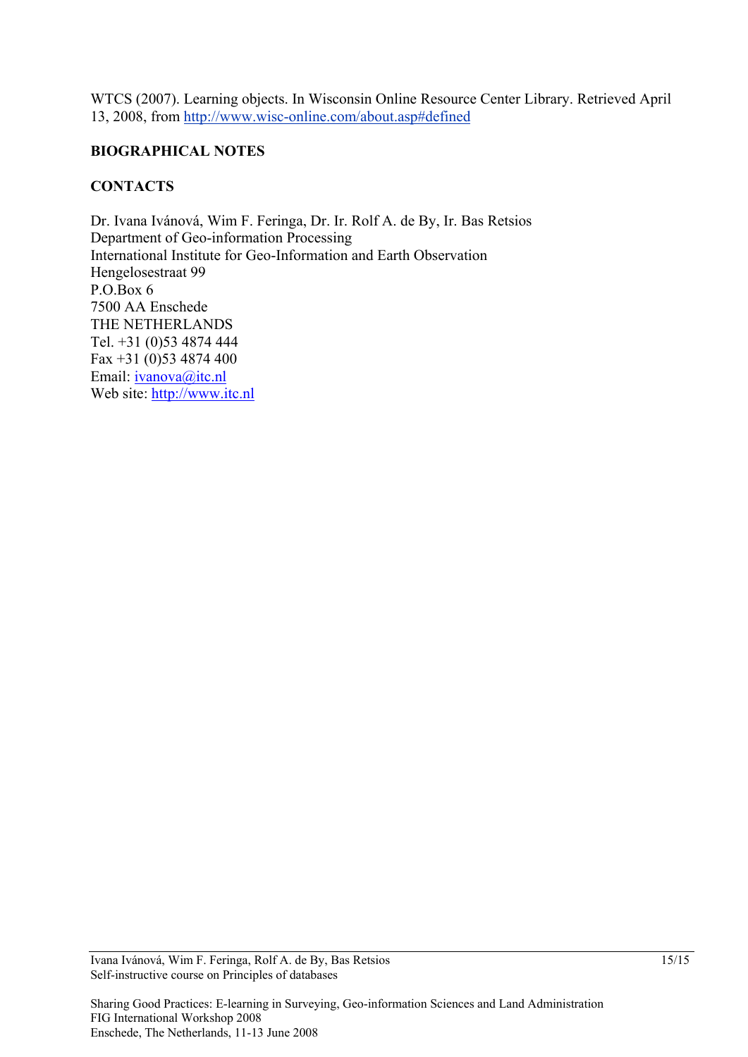WTCS (2007). Learning objects. In Wisconsin Online Resource Center Library. Retrieved April 13, 2008, from http://www.wisc-online.com/about.asp#defined

## BIOGRAPHICAL NOTES

## CONTACTS

Dr. Ivana Ivánová, Wim F. Feringa, Dr. Ir. Rolf A. de By, Ir. Bas Retsios
Department of Geo-information Processing
International Institute for Geo-Information and Earth Observation
Hengelosestraat 99
P.O.Box 6
7500 AA Enschede
THE NETHERLANDS
Tel. +31 (0)53 4874 444
Fax +31 (0)53 4874 400
Email: ivanova@itc.nl
Web site: http://www.itc.nl